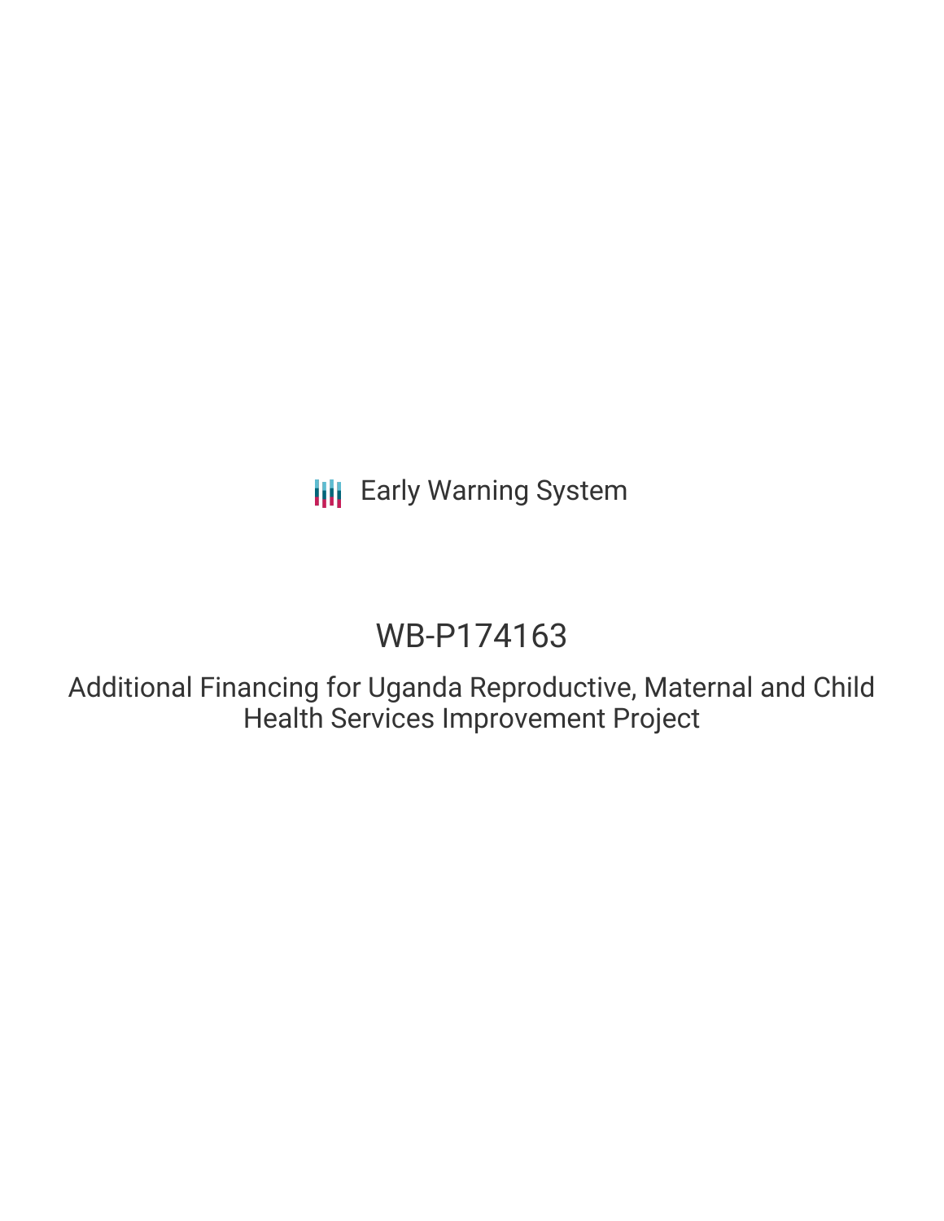Early Warning System

# WB-P174163

## Additional Financing for Uganda Reproductive, Maternal and Child Health Services Improvement Project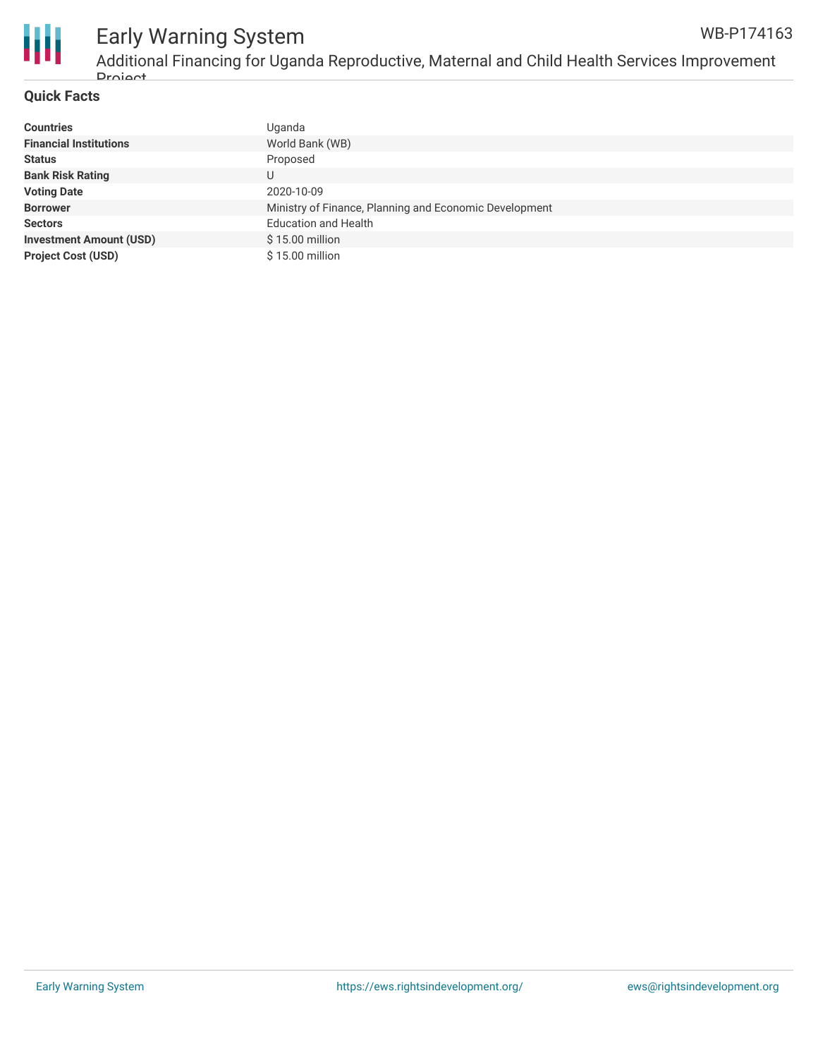## Quick Facts

| | |
|---|---|
| **Countries** | Uganda |
| **Financial Institutions** | World Bank (WB) |
| **Status** | Proposed |
| **Bank Risk Rating** | U |
| **Voting Date** | 2020-10-09 |
| **Borrower** | Ministry of Finance, Planning and Economic Development |
| **Sectors** | Education and Health |
| **Investment Amount (USD)** | $ 15.00 million |
| **Project Cost (USD)** | $ 15.00 million |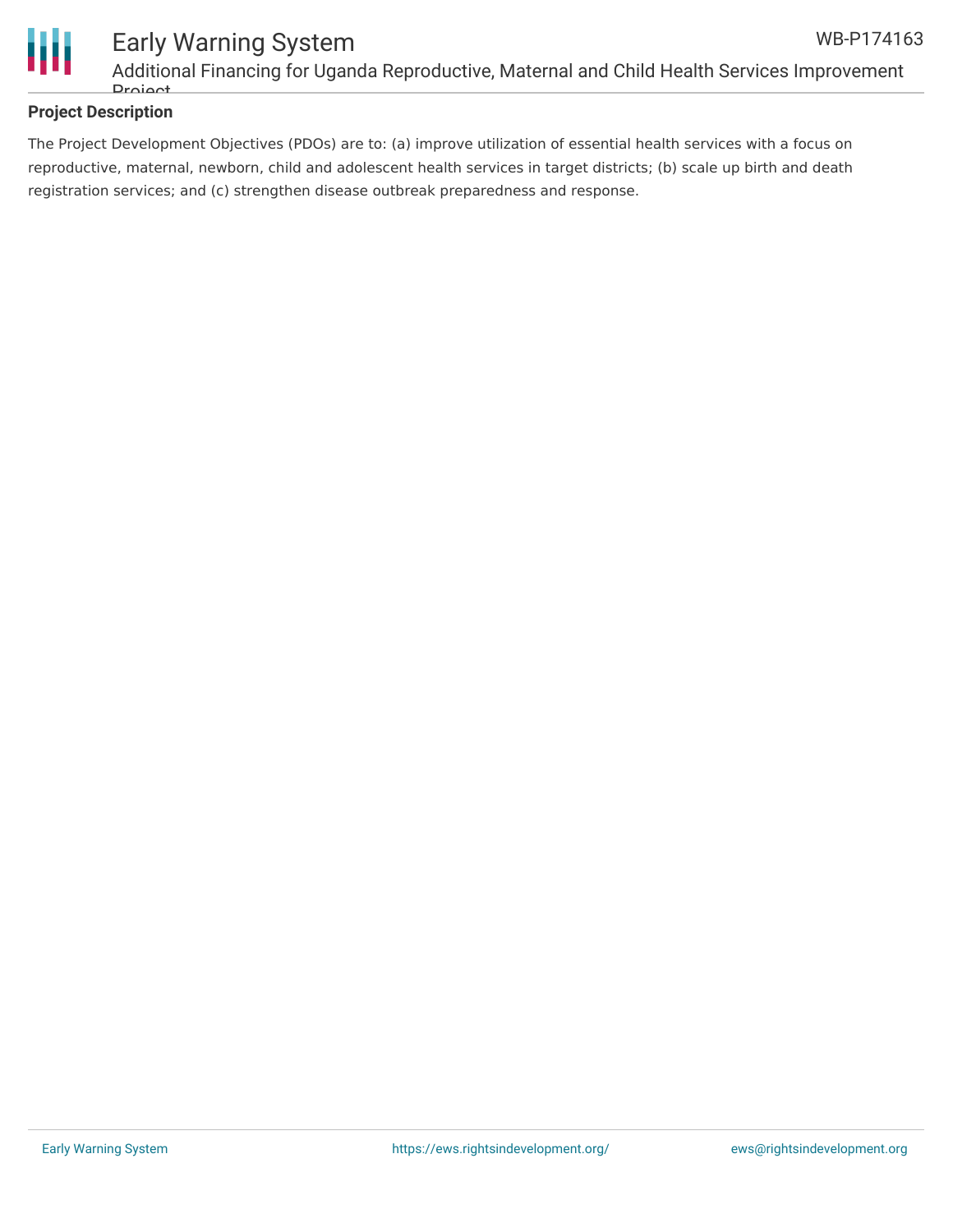**Project Description**

The Project Development Objectives (PDOs) are to: (a) improve utilization of essential health services with a focus on reproductive, maternal, newborn, child and adolescent health services in target districts; (b) scale up birth and death registration services; and (c) strengthen disease outbreak preparedness and response.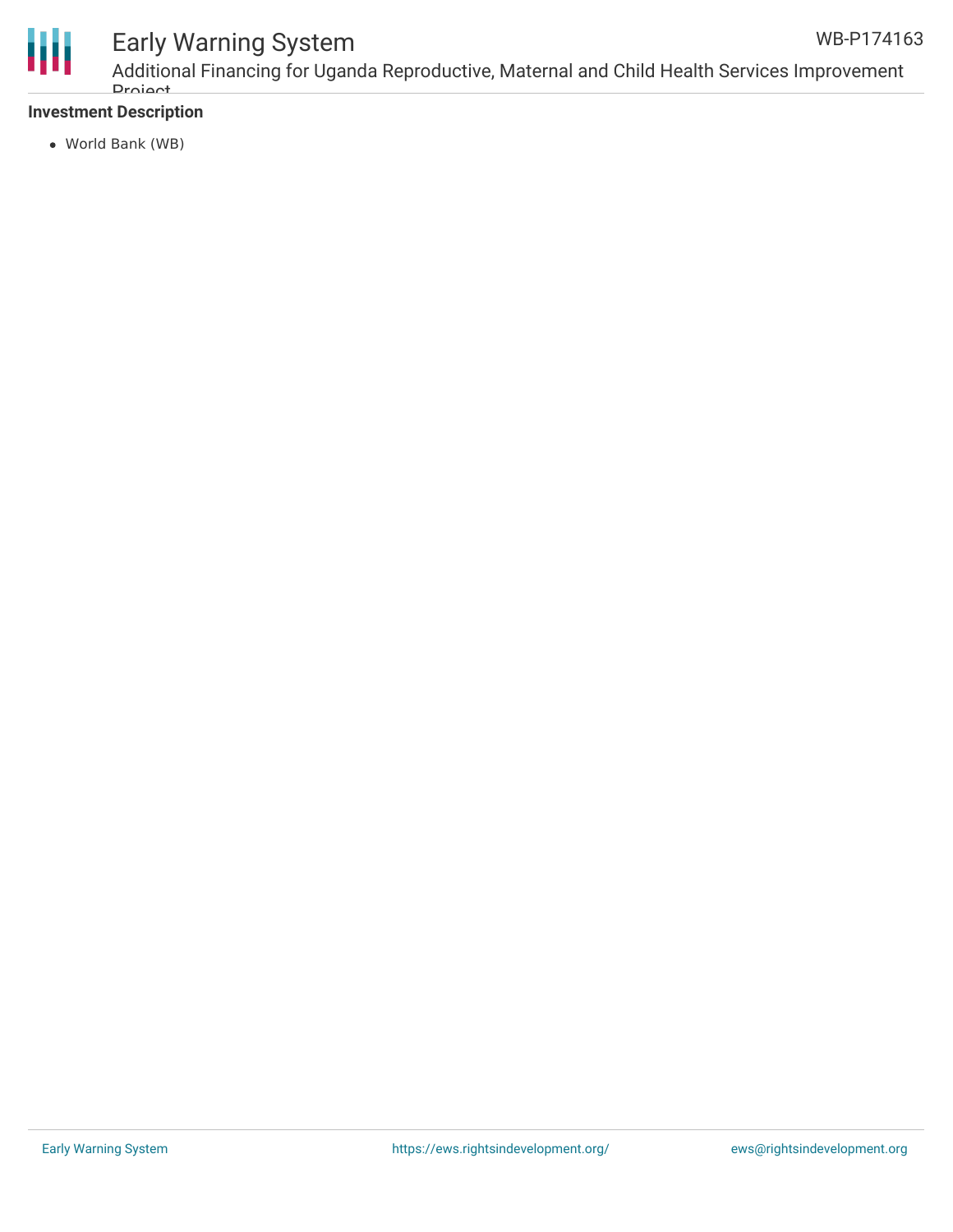**Investment Description**

- World Bank (WB)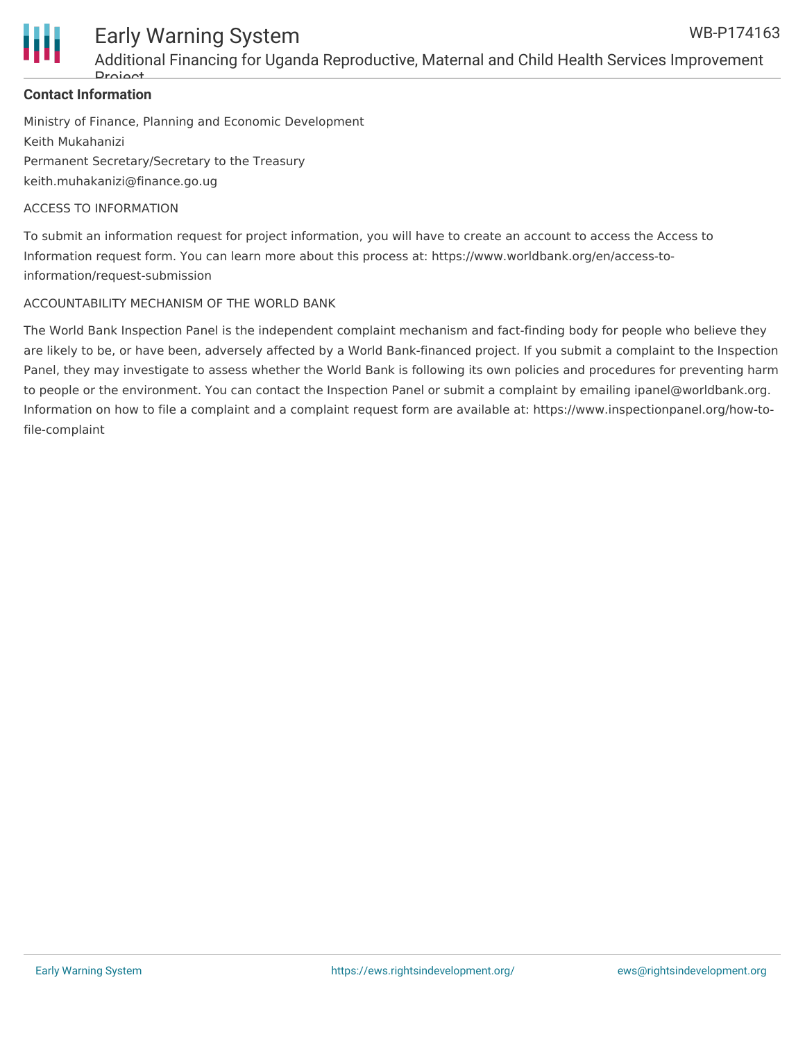**Contact Information**

Ministry of Finance, Planning and Economic Development
Keith Mukahanizi
Permanent Secretary/Secretary to the Treasury
keith.muhakanizi@finance.go.ug

ACCESS TO INFORMATION

To submit an information request for project information, you will have to create an account to access the Access to Information request form. You can learn more about this process at: https://www.worldbank.org/en/access-to-information/request-submission

ACCOUNTABILITY MECHANISM OF THE WORLD BANK

The World Bank Inspection Panel is the independent complaint mechanism and fact-finding body for people who believe they are likely to be, or have been, adversely affected by a World Bank-financed project. If you submit a complaint to the Inspection Panel, they may investigate to assess whether the World Bank is following its own policies and procedures for preventing harm to people or the environment. You can contact the Inspection Panel or submit a complaint by emailing ipanel@worldbank.org. Information on how to file a complaint and a complaint request form are available at: https://www.inspectionpanel.org/how-to-file-complaint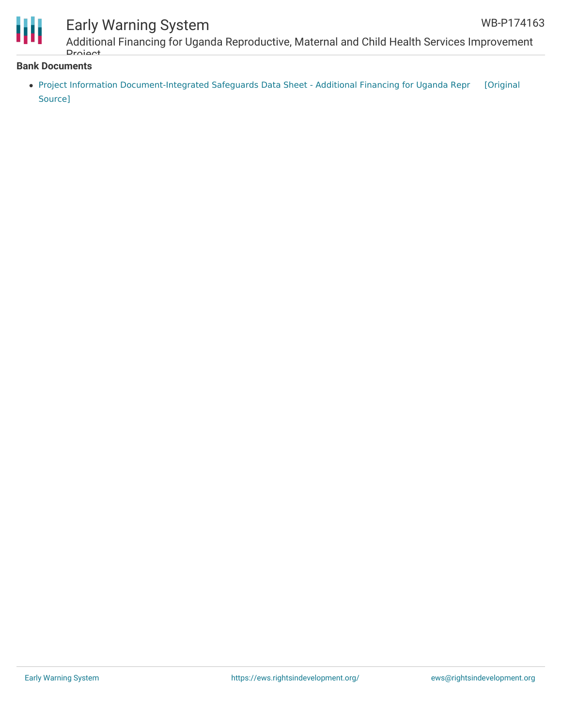**Bank Documents**

- Project Information Document-Integrated Safeguards Data Sheet - Additional Financing for Uganda Repr [Original Source]